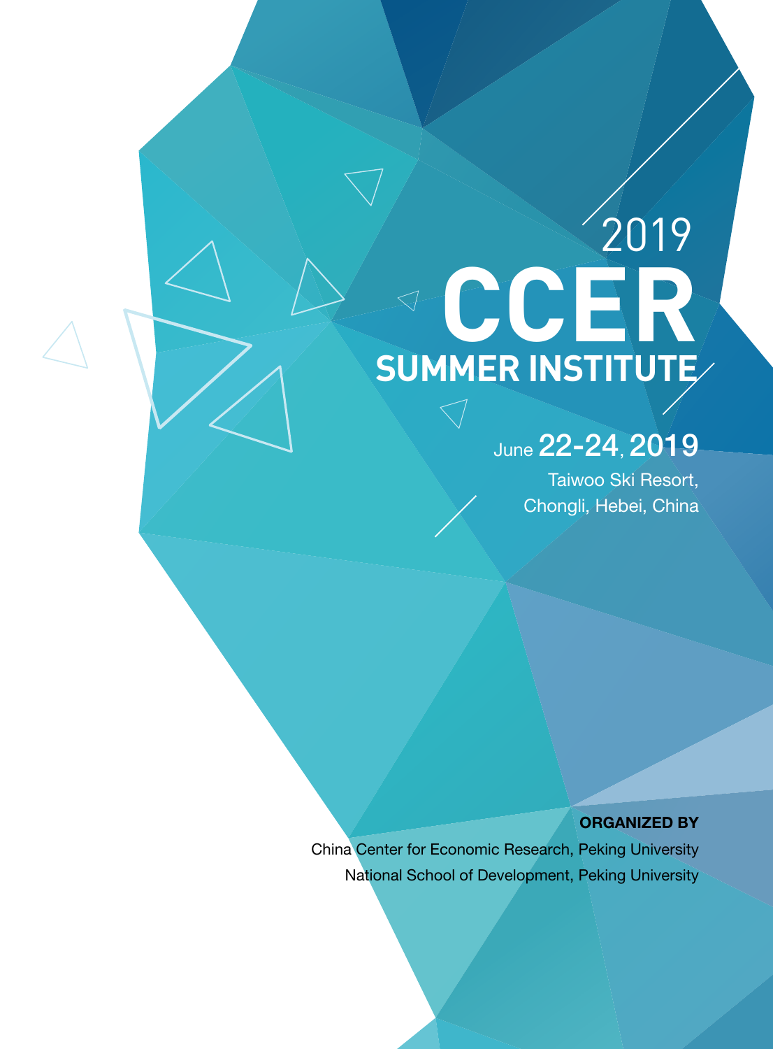# 2019 CCER SUMMER INSTITUTE

June **22-24, 2019**

Taiwoo Ski Resort,
Chongli, Hebei, China

**ORGANIZED BY**

China Center for Economic Research, Peking University

National School of Development, Peking University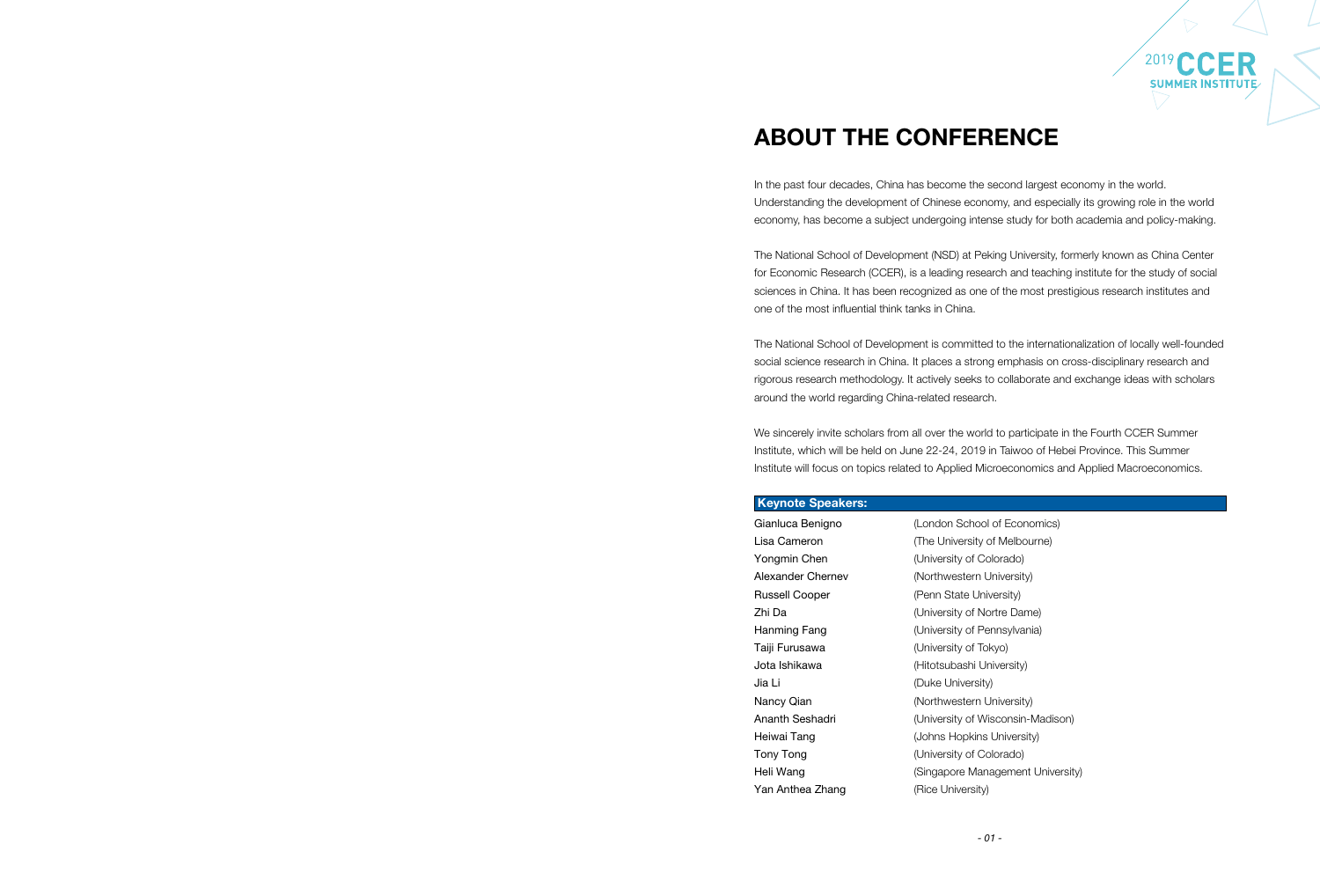# ABOUT THE CONFERENCE

In the past four decades, China has become the second largest economy in the world. Understanding the development of Chinese economy, and especially its growing role in the world economy, has become a subject undergoing intense study for both academia and policy-making.

The National School of Development (NSD) at Peking University, formerly known as China Center for Economic Research (CCER), is a leading research and teaching institute for the study of social sciences in China. It has been recognized as one of the most prestigious research institutes and one of the most influential think tanks in China.

The National School of Development is committed to the internationalization of locally well-founded social science research in China. It places a strong emphasis on cross-disciplinary research and rigorous research methodology. It actively seeks to collaborate and exchange ideas with scholars around the world regarding China-related research.

We sincerely invite scholars from all over the world to participate in the Fourth CCER Summer Institute, which will be held on June 22-24, 2019 in Taiwoo of Hebei Province. This Summer Institute will focus on topics related to Applied Microeconomics and Applied Macroeconomics.

| Keynote Speakers: | |
|---|---|
| Gianluca Benigno | (London School of Economics) |
| Lisa Cameron | (The University of Melbourne) |
| Yongmin Chen | (University of Colorado) |
| Alexander Chernev | (Northwestern University) |
| Russell Cooper | (Penn State University) |
| Zhi Da | (University of Nortre Dame) |
| Hanming Fang | (University of Pennsylvania) |
| Taiji Furusawa | (University of Tokyo) |
| Jota Ishikawa | (Hitotsubashi University) |
| Jia Li | (Duke University) |
| Nancy Qian | (Northwestern University) |
| Ananth Seshadri | (University of Wisconsin-Madison) |
| Heiwai Tang | (Johns Hopkins University) |
| Tony Tong | (University of Colorado) |
| Heli Wang | (Singapore Management University) |
| Yan Anthea Zhang | (Rice University) |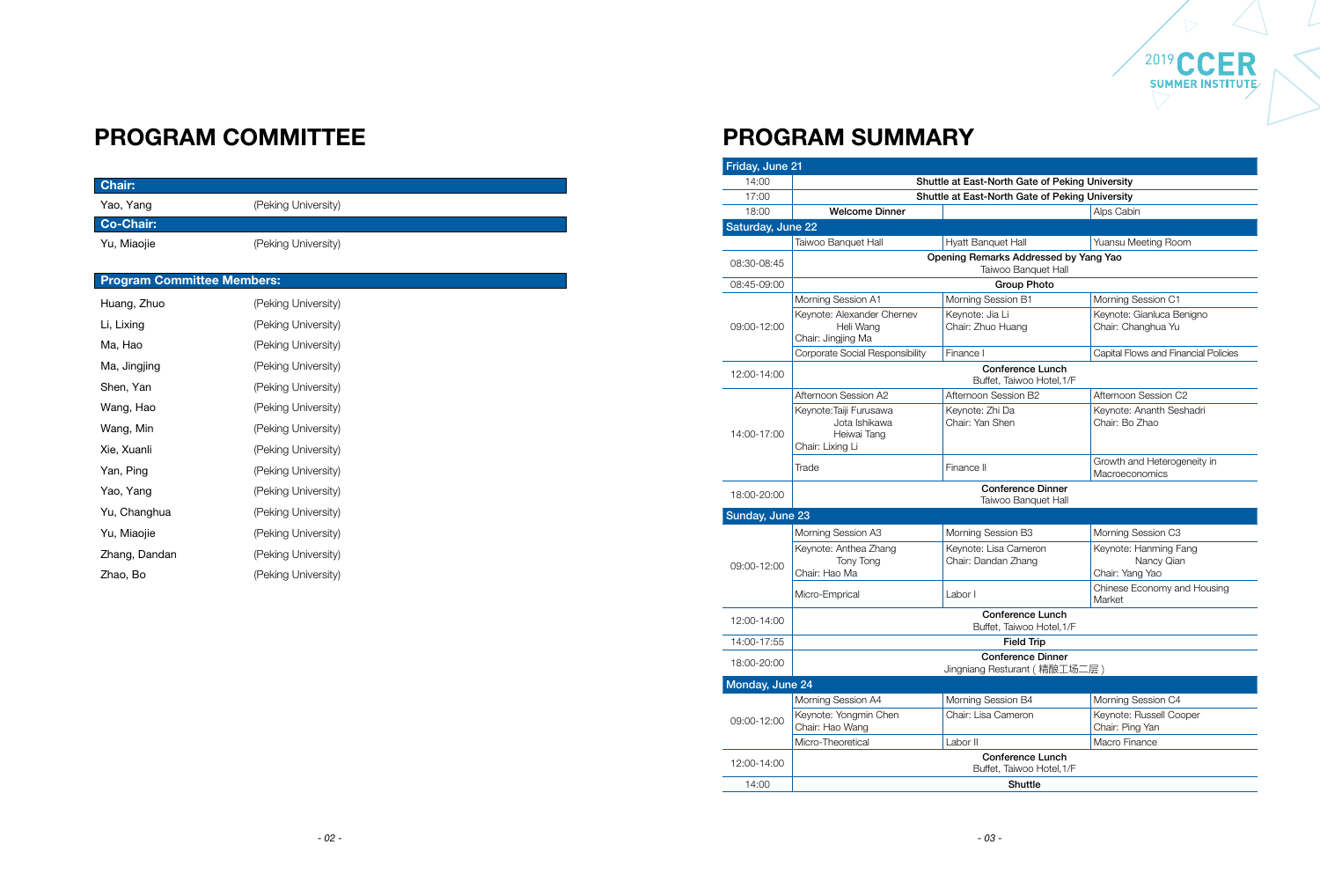# PROGRAM COMMITTEE

| Chair: | |
|---|---|
| Yao, Yang | (Peking University) |

| Co-Chair: | |
|---|---|
| Yu, Miaojie | (Peking University) |

| Program Committee Members: | |
|---|---|
| Huang, Zhuo | (Peking University) |
| Li, Lixing | (Peking University) |
| Ma, Hao | (Peking University) |
| Ma, Jingjing | (Peking University) |
| Shen, Yan | (Peking University) |
| Wang, Hao | (Peking University) |
| Wang, Min | (Peking University) |
| Xie, Xuanli | (Peking University) |
| Yan, Ping | (Peking University) |
| Yao, Yang | (Peking University) |
| Yu, Changhua | (Peking University) |
| Yu, Miaojie | (Peking University) |
| Zhang, Dandan | (Peking University) |
| Zhao, Bo | (Peking University) |

# PROGRAM SUMMARY

| Friday, June 21 | | | |
|---|---|---|---|
| 14:00 | Shuttle at East-North Gate of Peking University | | |
| 17:00 | Shuttle at East-North Gate of Peking University | | |
| 18:00 | Welcome Dinner | | Alps Cabin |
| **Saturday, June 22** | | | |
| | Taiwoo Banquet Hall | Hyatt Banquet Hall | Yuansu Meeting Room |
| 08:30-08:45 | Opening Remarks Addressed by Yang Yao<br>Taiwoo Banquet Hall | | |
| 08:45-09:00 | Group Photo | | |
| 09:00-12:00 | Morning Session A1 | Morning Session B1 | Morning Session C1 |
| | Keynote: Alexander Chernev<br>Heli Wang<br>Chair: Jingjing Ma | Keynote: Jia Li<br>Chair: Zhuo Huang | Keynote: Gianluca Benigno<br>Chair: Changhua Yu |
| | Corporate Social Responsibility | Finance I | Capital Flows and Financial Policies |
| 12:00-14:00 | Conference Lunch<br>Buffet, Taiwoo Hotel,1/F | | |
| 14:00-17:00 | Afternoon Session A2 | Afternoon Session B2 | Afternoon Session C2 |
| | Keynote: Taiji Furusawa<br>Jota Ishikawa<br>Heiwai Tang<br>Chair: Lixing Li | Keynote: Zhi Da<br>Chair: Yan Shen | Keynote: Ananth Seshadri<br>Chair: Bo Zhao |
| | Trade | Finance II | Growth and Heterogeneity in Macroeconomics |
| 18:00-20:00 | Conference Dinner<br>Taiwoo Banquet Hall | | |
| **Sunday, June 23** | | | |
| 09:00-12:00 | Morning Session A3 | Morning Session B3 | Morning Session C3 |
| | Keynote: Anthea Zhang<br>Tony Tong<br>Chair: Hao Ma | Keynote: Lisa Cameron<br>Chair: Dandan Zhang | Keynote: Hanming Fang<br>Nancy Qian<br>Chair: Yang Yao |
| | Micro-Emprical | Labor I | Chinese Economy and Housing Market |
| 12:00-14:00 | Conference Lunch<br>Buffet, Taiwoo Hotel,1/F | | |
| 14:00-17:55 | Field Trip | | |
| 18:00-20:00 | Conference Dinner<br>Jingniang Resturant（精酿工场二层） | | |
| **Monday, June 24** | | | |
| 09:00-12:00 | Morning Session A4 | Morning Session B4 | Morning Session C4 |
| | Keynote: Yongmin Chen<br>Chair: Hao Wang | Chair: Lisa Cameron | Keynote: Russell Cooper<br>Chair: Ping Yan |
| | Micro-Theoretical | Labor II | Macro Finance |
| 12:00-14:00 | Conference Lunch<br>Buffet, Taiwoo Hotel,1/F | | |
| 14:00 | Shuttle | | |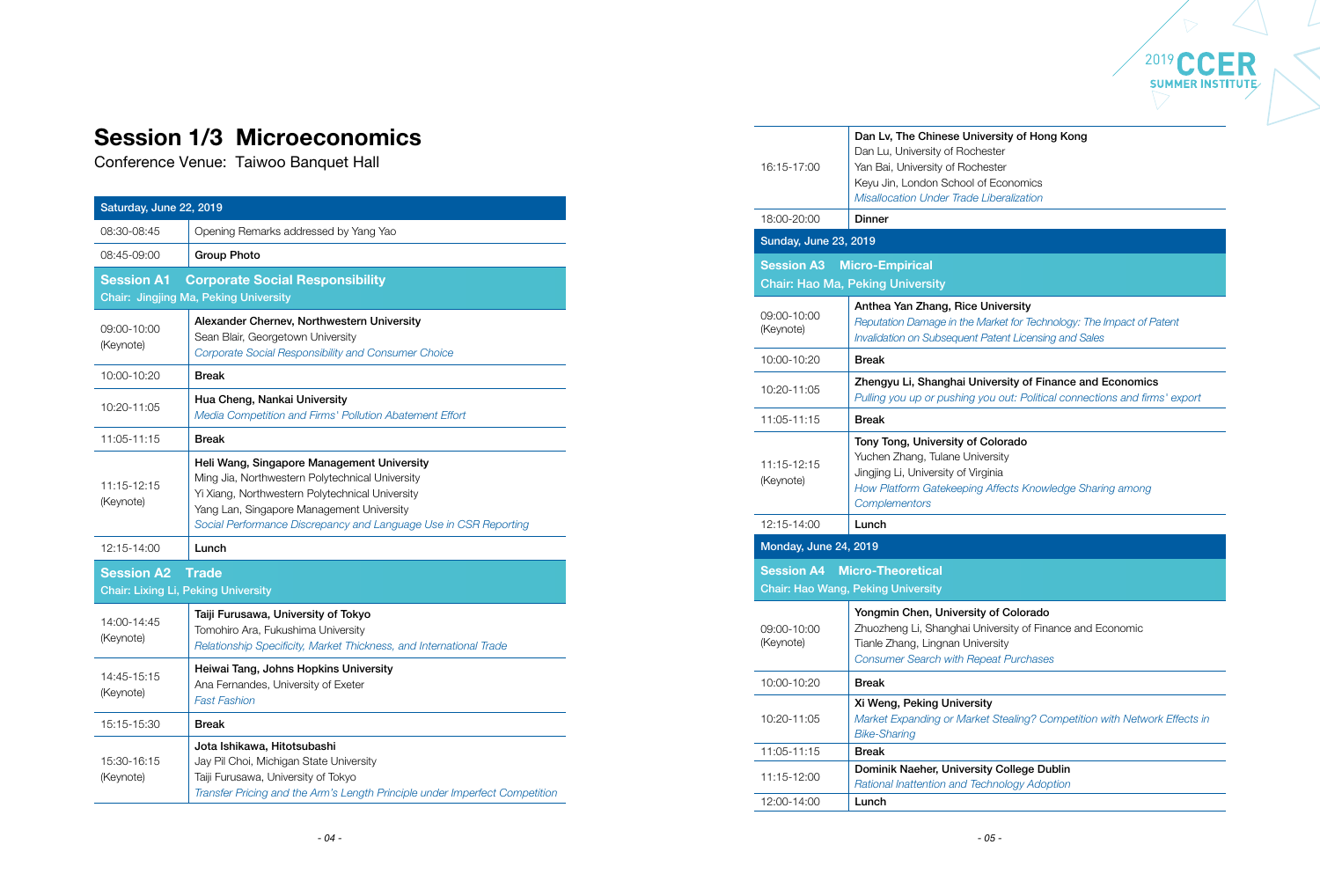# Session 1/3 Microeconomics

Conference Venue: Taiwoo Banquet Hall

| Saturday, June 22, 2019 | |
|---|---|
| 08:30-08:45 | Opening Remarks addressed by Yang Yao |
| 08:45-09:00 | **Group Photo** |
| **Session A1 Corporate Social Responsibility** Chair: Jingjing Ma, Peking University | |
| 09:00-10:00 (Keynote) | **Alexander Chernev, Northwestern University** Sean Blair, Georgetown University *Corporate Social Responsibility and Consumer Choice* |
| 10:00-10:20 | **Break** |
| 10:20-11:05 | **Hua Cheng, Nankai University** *Media Competition and Firms' Pollution Abatement Effort* |
| 11:05-11:15 | **Break** |
| 11:15-12:15 (Keynote) | **Heli Wang, Singapore Management University** Ming Jia, Northwestern Polytechnical University Yi Xiang, Northwestern Polytechnical University Yang Lan, Singapore Management University *Social Performance Discrepancy and Language Use in CSR Reporting* |
| 12:15-14:00 | **Lunch** |
| **Session A2 Trade** Chair: Lixing Li, Peking University | |
| 14:00-14:45 (Keynote) | **Taiji Furusawa, University of Tokyo** Tomohiro Ara, Fukushima University *Relationship Specificity, Market Thickness, and International Trade* |
| 14:45-15:15 (Keynote) | **Heiwai Tang, Johns Hopkins University** Ana Fernandes, University of Exeter *Fast Fashion* |
| 15:15-15:30 | **Break** |
| 15:30-16:15 (Keynote) | **Jota Ishikawa, Hitotsubashi** Jay Pil Choi, Michigan State University Taiji Furusawa, University of Tokyo *Transfer Pricing and the Arm's Length Principle under Imperfect Competition* |
| 16:15-17:00 | **Dan Lv, The Chinese University of Hong Kong** Dan Lu, University of Rochester Yan Bai, University of Rochester Keyu Jin, London School of Economics *Misallocation Under Trade Liberalization* |
| 18:00-20:00 | **Dinner** |

| Sunday, June 23, 2019 | |
|---|---|
| **Session A3 Micro-Empirical** Chair: Hao Ma, Peking University | |
| 09:00-10:00 (Keynote) | **Anthea Yan Zhang, Rice University** *Reputation Damage in the Market for Technology: The Impact of Patent Invalidation on Subsequent Patent Licensing and Sales* |
| 10:00-10:20 | **Break** |
| 10:20-11:05 | **Zhengyu Li, Shanghai University of Finance and Economics** *Pulling you up or pushing you out: Political connections and firms' export* |
| 11:05-11:15 | **Break** |
| 11:15-12:15 (Keynote) | **Tony Tong, University of Colorado** Yuchen Zhang, Tulane University Jingjing Li, University of Virginia *How Platform Gatekeeping Affects Knowledge Sharing among Complementors* |
| 12:15-14:00 | **Lunch** |

| Monday, June 24, 2019 | |
|---|---|
| **Session A4 Micro-Theoretical** Chair: Hao Wang, Peking University | |
| 09:00-10:00 (Keynote) | **Yongmin Chen, University of Colorado** Zhuozheng Li, Shanghai University of Finance and Economic Tianle Zhang, Lingnan University *Consumer Search with Repeat Purchases* |
| 10:00-10:20 | **Break** |
| 10:20-11:05 | **Xi Weng, Peking University** *Market Expanding or Market Stealing? Competition with Network Effects in Bike-Sharing* |
| 11:05-11:15 | **Break** |
| 11:15-12:00 | **Dominik Naeher, University College Dublin** *Rational Inattention and Technology Adoption* |
| 12:00-14:00 | **Lunch** |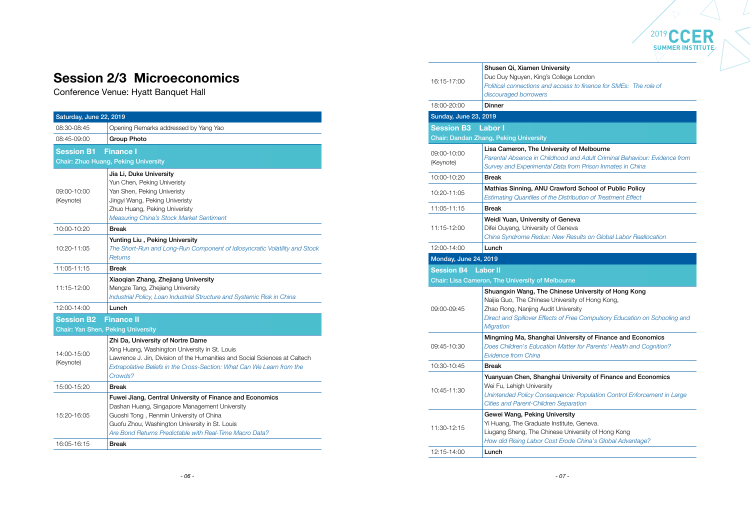# Session 2/3 Microeconomics

Conference Venue: Hyatt Banquet Hall

| Saturday, June 22, 2019 | |
|---|---|
| 08:30-08:45 | Opening Remarks addressed by Yang Yao |
| 08:45-09:00 | **Group Photo** |
| **Session B1 Finance I** <br> **Chair: Zhuo Huang, Peking University** | |
| 09:00-10:00 (Keynote) | **Jia Li, Duke University** <br> Yun Chen, Peking Univeristy <br> Yan Shen, Peking Univeristy <br> Jingyi Wang, Peking Univeristy <br> Zhuo Huang, Peking Univeristy <br> *Measuring China's Stock Market Sentiment* |
| 10:00-10:20 | **Break** |
| 10:20-11:05 | **Yunting Liu , Peking University** <br> *The Short-Run and Long-Run Component of Idiosyncratic Volatility and Stock Returns* |
| 11:05-11:15 | **Break** |
| 11:15-12:00 | **Xiaoqian Zhang, Zhejiang University** <br> Mengze Tang, Zhejiang University <br> *Industrial Policy, Loan Industrial Structure and Systemic Risk in China* |
| 12:00-14:00 | **Lunch** |
| **Session B2 Finance II** <br> **Chair: Yan Shen, Peking University** | |
| 14:00-15:00 (Keynote) | **Zhi Da, University of Nortre Dame** <br> Xing Huang, Washington University in St. Louis <br> Lawrence J. Jin, Division of the Humanities and Social Sciences at Caltech <br> *Extrapolative Beliefs in the Cross-Section: What Can We Learn from the Crowds?* |
| 15:00-15:20 | **Break** |
| 15:20-16:05 | **Fuwei Jiang, Central University of Finance and Economics** <br> Dashan Huang, Singapore Management University <br> Guoshi Tong , Renmin University of China <br> Guofu Zhou, Washington University in St. Louis <br> *Are Bond Returns Predictable with Real-Time Macro Data?* |
| 16:05-16:15 | **Break** |
| 16:15-17:00 | **Shusen Qi, Xiamen University** <br> Duc Duy Nguyen, King's College London <br> *Political connections and access to finance for SMEs: The role of discouraged borrowers* |
| 18:00-20:00 | **Dinner** |
| **Sunday, June 23, 2019** | |
| **Session B3 Labor I** <br> **Chair: Dandan Zhang, Peking University** | |
| 09:00-10:00 (Keynote) | **Lisa Cameron, The University of Melbourne** <br> *Parental Absence in Childhood and Adult Criminal Behaviour: Evidence from Survey and Experimental Data from Prison Inmates in China* |
| 10:00-10:20 | **Break** |
| 10:20-11:05 | **Mathias Sinning, ANU Crawford School of Public Policy** <br> *Estimating Quantiles of the Distribution of Treatment Effect* |
| 11:05-11:15 | **Break** |
| 11:15-12:00 | **Weidi Yuan, University of Geneva** <br> Difei Ouyang, University of Geneva <br> *China Syndrome Redux: New Results on Global Labor Reallocation* |
| 12:00-14:00 | **Lunch** |
| **Monday, June 24, 2019** | |
| **Session B4 Labor II** <br> **Chair: Lisa Cameron, The University of Melbourne** | |
| 09:00-09:45 | **Shuangxin Wang, The Chinese University of Hong Kong** <br> Naijia Guo, The Chinese University of Hong Kong, <br> Zhao Rong, Nanjing Audit University <br> *Direct and Spillover Effects of Free Compulsory Education on Schooling and Migration* |
| 09:45-10:30 | **Mingming Ma, Shanghai University of Finance and Economics** <br> *Does Children's Education Matter for Parents' Health and Cognition? Evidence from China* |
| 10:30-10:45 | **Break** |
| 10:45-11:30 | **Yuanyuan Chen, Shanghai University of Finance and Economics** <br> Wei Fu, Lehigh University <br> *Unintended Policy Consequence: Population Control Enforcement in Large Cities and Parent-Children Separation* |
| 11:30-12:15 | **Gewei Wang, Peking University** <br> Yi Huang, The Graduate Institute, Geneva. <br> Liugang Sheng, The Chinese University of Hong Kong <br> *How did Rising Labor Cost Erode China's Global Advantage?* |
| 12:15-14:00 | **Lunch** |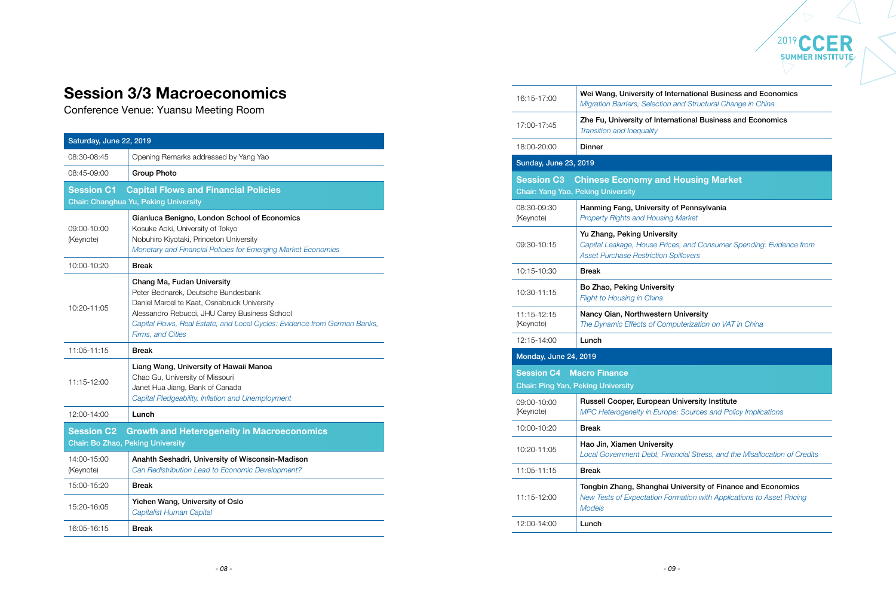# Session 3/3 Macroeconomics

Conference Venue: Yuansu Meeting Room

| Saturday, June 22, 2019 | |
|---|---|
| 08:30-08:45 | Opening Remarks addressed by Yang Yao |
| 08:45-09:00 | **Group Photo** |
| **Session C1 Capital Flows and Financial Policies** Chair: Changhua Yu, Peking University | |
| 09:00-10:00 (Keynote) | **Gianluca Benigno, London School of Economics** Kosuke Aoki, University of Tokyo Nobuhiro Kiyotaki, Princeton University *Monetary and Financial Policies for Emerging Market Economies* |
| 10:00-10:20 | **Break** |
| 10:20-11:05 | **Chang Ma, Fudan University** Peter Bednarek, Deutsche Bundesbank Daniel Marcel te Kaat, Osnabruck University Alessandro Rebucci, JHU Carey Business School *Capital Flows, Real Estate, and Local Cycles: Evidence from German Banks, Firms, and Cities* |
| 11:05-11:15 | **Break** |
| 11:15-12:00 | **Liang Wang, University of Hawaii Manoa** Chao Gu, University of Missouri Janet Hua Jiang, Bank of Canada *Capital Pledgeability, Inflation and Unemployment* |
| 12:00-14:00 | **Lunch** |
| **Session C2 Growth and Heterogeneity in Macroeconomics** Chair: Bo Zhao, Peking University | |
| 14:00-15:00 (Keynote) | **Ananth Seshadri, University of Wisconsin-Madison** *Can Redistribution Lead to Economic Development?* |
| 15:00-15:20 | **Break** |
| 15:20-16:05 | **Yichen Wang, University of Oslo** *Capitalist Human Capital* |
| 16:05-16:15 | **Break** |
| 16:15-17:00 | **Wei Wang, University of International Business and Economics** *Migration Barriers, Selection and Structural Change in China* |
| 17:00-17:45 | **Zhe Fu, University of International Business and Economics** *Transition and Inequality* |
| 18:00-20:00 | **Dinner** |

| Sunday, June 23, 2019 | |
|---|---|
| **Session C3 Chinese Economy and Housing Market** Chair: Yang Yao, Peking University | |
| 08:30-09:30 (Keynote) | **Hanming Fang, University of Pennsylvania** *Property Rights and Housing Market* |
| 09:30-10:15 | **Yu Zhang, Peking University** *Capital Leakage, House Prices, and Consumer Spending: Evidence from Asset Purchase Restriction Spillovers* |
| 10:15-10:30 | **Break** |
| 10:30-11:15 | **Bo Zhao, Peking University** *Flight to Housing in China* |
| 11:15-12:15 (Keynote) | **Nancy Qian, Northwestern University** *The Dynamic Effects of Computerization on VAT in China* |
| 12:15-14:00 | **Lunch** |

| Monday, June 24, 2019 | |
|---|---|
| **Session C4 Macro Finance** Chair: Ping Yan, Peking University | |
| 09:00-10:00 (Keynote) | **Russell Cooper, European University Institute** *MPC Heterogeneity in Europe: Sources and Policy Implications* |
| 10:00-10:20 | **Break** |
| 10:20-11:05 | **Hao Jin, Xiamen University** *Local Government Debt, Financial Stress, and the Misallocation of Credits* |
| 11:05-11:15 | **Break** |
| 11:15-12:00 | **Tongbin Zhang, Shanghai University of Finance and Economics** *New Tests of Expectation Formation with Applications to Asset Pricing Models* |
| 12:00-14:00 | **Lunch** |